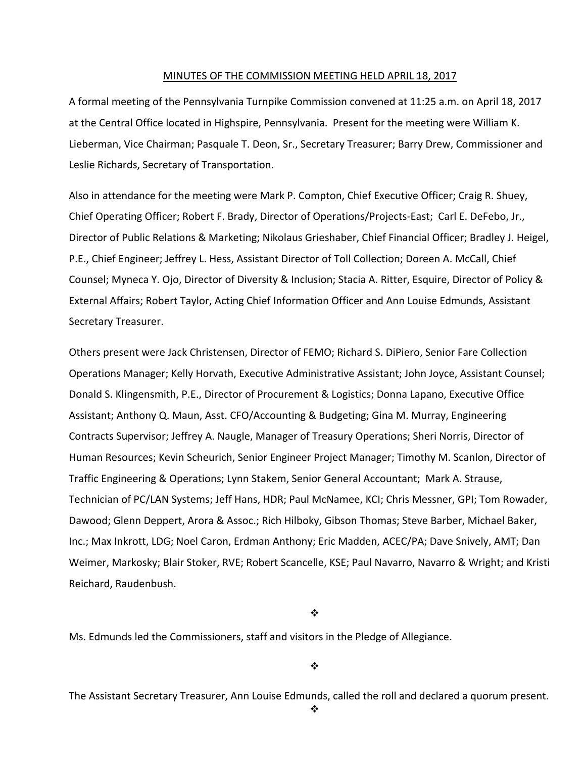MINUTES OF THE COMMISSION MEETING HELD APRIL 18, 2017

A formal meeting of the Pennsylvania Turnpike Commission convened at 11:25 a.m. on April 18, 2017 at the Central Office located in Highspire, Pennsylvania. Present for the meeting were William K. Lieberman, Vice Chairman; Pasquale T. Deon, Sr., Secretary Treasurer; Barry Drew, Commissioner and Leslie Richards, Secretary of Transportation.

Also in attendance for the meeting were Mark P. Compton, Chief Executive Officer; Craig R. Shuey, Chief Operating Officer; Robert F. Brady, Director of Operations/Projects-East; Carl E. DeFebo, Jr., Director of Public Relations & Marketing; Nikolaus Grieshaber, Chief Financial Officer; Bradley J. Heigel, P.E., Chief Engineer; Jeffrey L. Hess, Assistant Director of Toll Collection; Doreen A. McCall, Chief Counsel; Myneca Y. Ojo, Director of Diversity & Inclusion; Stacia A. Ritter, Esquire, Director of Policy & External Affairs; Robert Taylor, Acting Chief Information Officer and Ann Louise Edmunds, Assistant Secretary Treasurer.

Others present were Jack Christensen, Director of FEMO; Richard S. DiPiero, Senior Fare Collection Operations Manager; Kelly Horvath, Executive Administrative Assistant; John Joyce, Assistant Counsel; Donald S. Klingensmith, P.E., Director of Procurement & Logistics; Donna Lapano, Executive Office Assistant; Anthony Q. Maun, Asst. CFO/Accounting & Budgeting; Gina M. Murray, Engineering Contracts Supervisor; Jeffrey A. Naugle, Manager of Treasury Operations; Sheri Norris, Director of Human Resources; Kevin Scheurich, Senior Engineer Project Manager; Timothy M. Scanlon, Director of Traffic Engineering & Operations; Lynn Stakem, Senior General Accountant; Mark A. Strause, Technician of PC/LAN Systems; Jeff Hans, HDR; Paul McNamee, KCI; Chris Messner, GPI; Tom Rowader, Dawood; Glenn Deppert, Arora & Assoc.; Rich Hilboky, Gibson Thomas; Steve Barber, Michael Baker, Inc.; Max Inkrott, LDG; Noel Caron, Erdman Anthony; Eric Madden, ACEC/PA; Dave Snively, AMT; Dan Weimer, Markosky; Blair Stoker, RVE; Robert Scancelle, KSE; Paul Navarro, Navarro & Wright; and Kristi Reichard, Raudenbush.

❖

Ms. Edmunds led the Commissioners, staff and visitors in the Pledge of Allegiance.

❖

The Assistant Secretary Treasurer, Ann Louise Edmunds, called the roll and declared a quorum present.

❖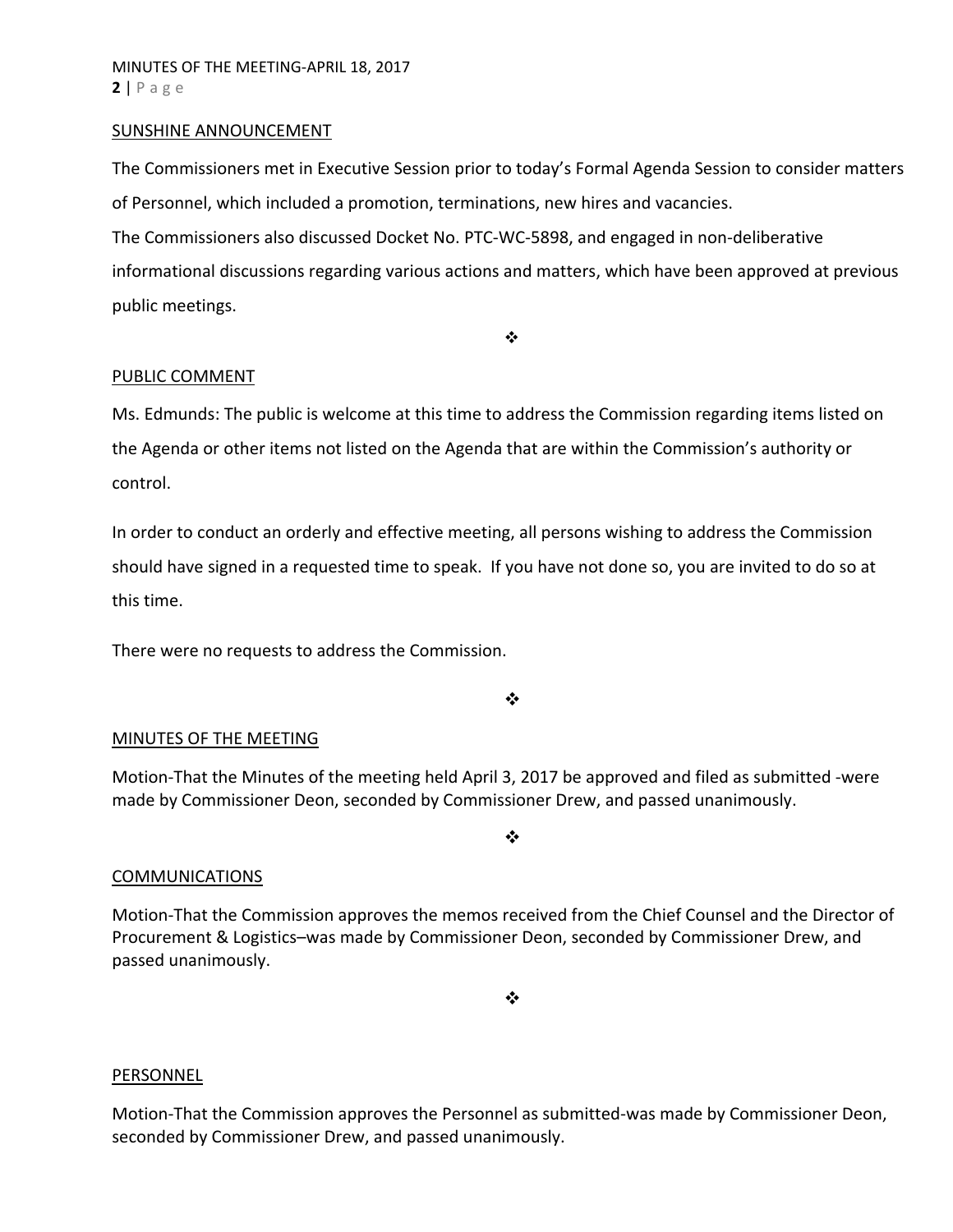SUNSHINE ANNOUNCEMENT

The Commissioners met in Executive Session prior to today's Formal Agenda Session to consider matters of Personnel, which included a promotion, terminations, new hires and vacancies.

The Commissioners also discussed Docket No. PTC-WC-5898, and engaged in non-deliberative informational discussions regarding various actions and matters, which have been approved at previous public meetings.

❖

PUBLIC COMMENT

Ms. Edmunds: The public is welcome at this time to address the Commission regarding items listed on the Agenda or other items not listed on the Agenda that are within the Commission's authority or control.

In order to conduct an orderly and effective meeting, all persons wishing to address the Commission should have signed in a requested time to speak. If you have not done so, you are invited to do so at this time.

There were no requests to address the Commission.

❖

MINUTES OF THE MEETING

Motion-That the Minutes of the meeting held April 3, 2017 be approved and filed as submitted -were made by Commissioner Deon, seconded by Commissioner Drew, and passed unanimously.

❖

COMMUNICATIONS

Motion-That the Commission approves the memos received from the Chief Counsel and the Director of Procurement & Logistics–was made by Commissioner Deon, seconded by Commissioner Drew, and passed unanimously.

❖

PERSONNEL

Motion-That the Commission approves the Personnel as submitted-was made by Commissioner Deon, seconded by Commissioner Drew, and passed unanimously.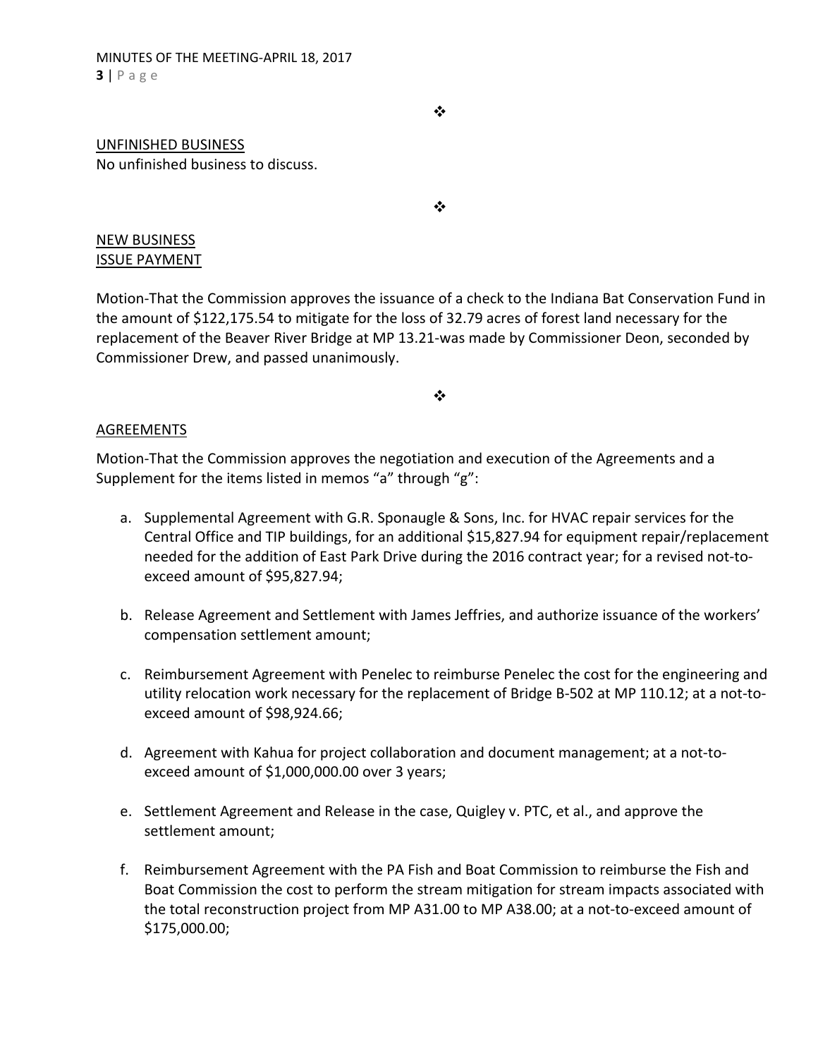❖

UNFINISHED BUSINESS

No unfinished business to discuss.

❖

NEW BUSINESS

ISSUE PAYMENT

Motion-That the Commission approves the issuance of a check to the Indiana Bat Conservation Fund in the amount of $122,175.54 to mitigate for the loss of 32.79 acres of forest land necessary for the replacement of the Beaver River Bridge at MP 13.21-was made by Commissioner Deon, seconded by Commissioner Drew, and passed unanimously.

❖

AGREEMENTS

Motion-That the Commission approves the negotiation and execution of the Agreements and a Supplement for the items listed in memos “a” through “g”:

a. Supplemental Agreement with G.R. Sponaugle & Sons, Inc. for HVAC repair services for the Central Office and TIP buildings, for an additional $15,827.94 for equipment repair/replacement needed for the addition of East Park Drive during the 2016 contract year; for a revised not-to-exceed amount of $95,827.94;

b. Release Agreement and Settlement with James Jeffries, and authorize issuance of the workers' compensation settlement amount;

c. Reimbursement Agreement with Penelec to reimburse Penelec the cost for the engineering and utility relocation work necessary for the replacement of Bridge B-502 at MP 110.12; at a not-to-exceed amount of $98,924.66;

d. Agreement with Kahua for project collaboration and document management; at a not-to-exceed amount of $1,000,000.00 over 3 years;

e. Settlement Agreement and Release in the case, Quigley v. PTC, et al., and approve the settlement amount;

f. Reimbursement Agreement with the PA Fish and Boat Commission to reimburse the Fish and Boat Commission the cost to perform the stream mitigation for stream impacts associated with the total reconstruction project from MP A31.00 to MP A38.00; at a not-to-exceed amount of $175,000.00;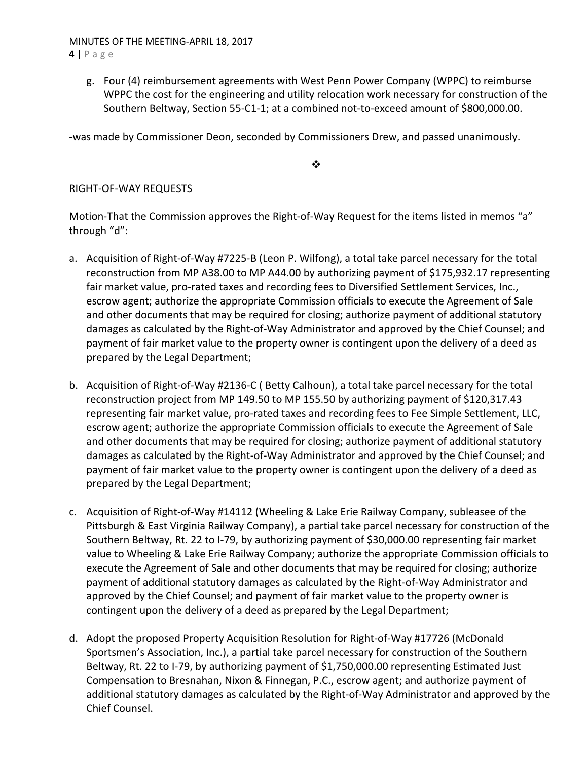g. Four (4) reimbursement agreements with West Penn Power Company (WPPC) to reimburse WPPC the cost for the engineering and utility relocation work necessary for construction of the Southern Beltway, Section 55-C1-1; at a combined not-to-exceed amount of $800,000.00.

-was made by Commissioner Deon, seconded by Commissioners Drew, and passed unanimously.

❖

RIGHT-OF-WAY REQUESTS

Motion-That the Commission approves the Right-of-Way Request for the items listed in memos "a" through "d":

a. Acquisition of Right-of-Way #7225-B (Leon P. Wilfong), a total take parcel necessary for the total reconstruction from MP A38.00 to MP A44.00 by authorizing payment of $175,932.17 representing fair market value, pro-rated taxes and recording fees to Diversified Settlement Services, Inc., escrow agent; authorize the appropriate Commission officials to execute the Agreement of Sale and other documents that may be required for closing; authorize payment of additional statutory damages as calculated by the Right-of-Way Administrator and approved by the Chief Counsel; and payment of fair market value to the property owner is contingent upon the delivery of a deed as prepared by the Legal Department;

b. Acquisition of Right-of-Way #2136-C ( Betty Calhoun), a total take parcel necessary for the total reconstruction project from MP 149.50 to MP 155.50 by authorizing payment of $120,317.43 representing fair market value, pro-rated taxes and recording fees to Fee Simple Settlement, LLC, escrow agent; authorize the appropriate Commission officials to execute the Agreement of Sale and other documents that may be required for closing; authorize payment of additional statutory damages as calculated by the Right-of-Way Administrator and approved by the Chief Counsel; and payment of fair market value to the property owner is contingent upon the delivery of a deed as prepared by the Legal Department;

c. Acquisition of Right-of-Way #14112 (Wheeling & Lake Erie Railway Company, subleasee of the Pittsburgh & East Virginia Railway Company), a partial take parcel necessary for construction of the Southern Beltway, Rt. 22 to I-79, by authorizing payment of $30,000.00 representing fair market value to Wheeling & Lake Erie Railway Company; authorize the appropriate Commission officials to execute the Agreement of Sale and other documents that may be required for closing; authorize payment of additional statutory damages as calculated by the Right-of-Way Administrator and approved by the Chief Counsel; and payment of fair market value to the property owner is contingent upon the delivery of a deed as prepared by the Legal Department;

d. Adopt the proposed Property Acquisition Resolution for Right-of-Way #17726 (McDonald Sportsmen's Association, Inc.), a partial take parcel necessary for construction of the Southern Beltway, Rt. 22 to I-79, by authorizing payment of $1,750,000.00 representing Estimated Just Compensation to Bresnahan, Nixon & Finnegan, P.C., escrow agent; and authorize payment of additional statutory damages as calculated by the Right-of-Way Administrator and approved by the Chief Counsel.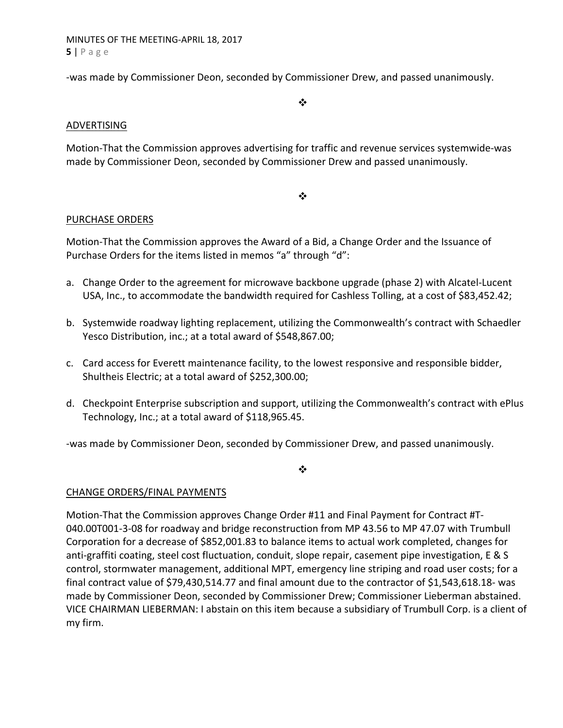-was made by Commissioner Deon, seconded by Commissioner Drew, and passed unanimously.

❖

ADVERTISING

Motion-That the Commission approves advertising for traffic and revenue services systemwide-was made by Commissioner Deon, seconded by Commissioner Drew and passed unanimously.

❖

PURCHASE ORDERS

Motion-That the Commission approves the Award of a Bid, a Change Order and the Issuance of Purchase Orders for the items listed in memos "a" through "d":

a. Change Order to the agreement for microwave backbone upgrade (phase 2) with Alcatel-Lucent USA, Inc., to accommodate the bandwidth required for Cashless Tolling, at a cost of $83,452.42;

b. Systemwide roadway lighting replacement, utilizing the Commonwealth's contract with Schaedler Yesco Distribution, inc.; at a total award of $548,867.00;

c. Card access for Everett maintenance facility, to the lowest responsive and responsible bidder, Shultheis Electric; at a total award of $252,300.00;

d. Checkpoint Enterprise subscription and support, utilizing the Commonwealth's contract with ePlus Technology, Inc.; at a total award of $118,965.45.

-was made by Commissioner Deon, seconded by Commissioner Drew, and passed unanimously.

❖

CHANGE ORDERS/FINAL PAYMENTS

Motion-That the Commission approves Change Order #11 and Final Payment for Contract #T-040.00T001-3-08 for roadway and bridge reconstruction from MP 43.56 to MP 47.07 with Trumbull Corporation for a decrease of $852,001.83 to balance items to actual work completed, changes for anti-graffiti coating, steel cost fluctuation, conduit, slope repair, casement pipe investigation, E & S control, stormwater management, additional MPT, emergency line striping and road user costs; for a final contract value of $79,430,514.77 and final amount due to the contractor of $1,543,618.18- was made by Commissioner Deon, seconded by Commissioner Drew; Commissioner Lieberman abstained. VICE CHAIRMAN LIEBERMAN: I abstain on this item because a subsidiary of Trumbull Corp. is a client of my firm.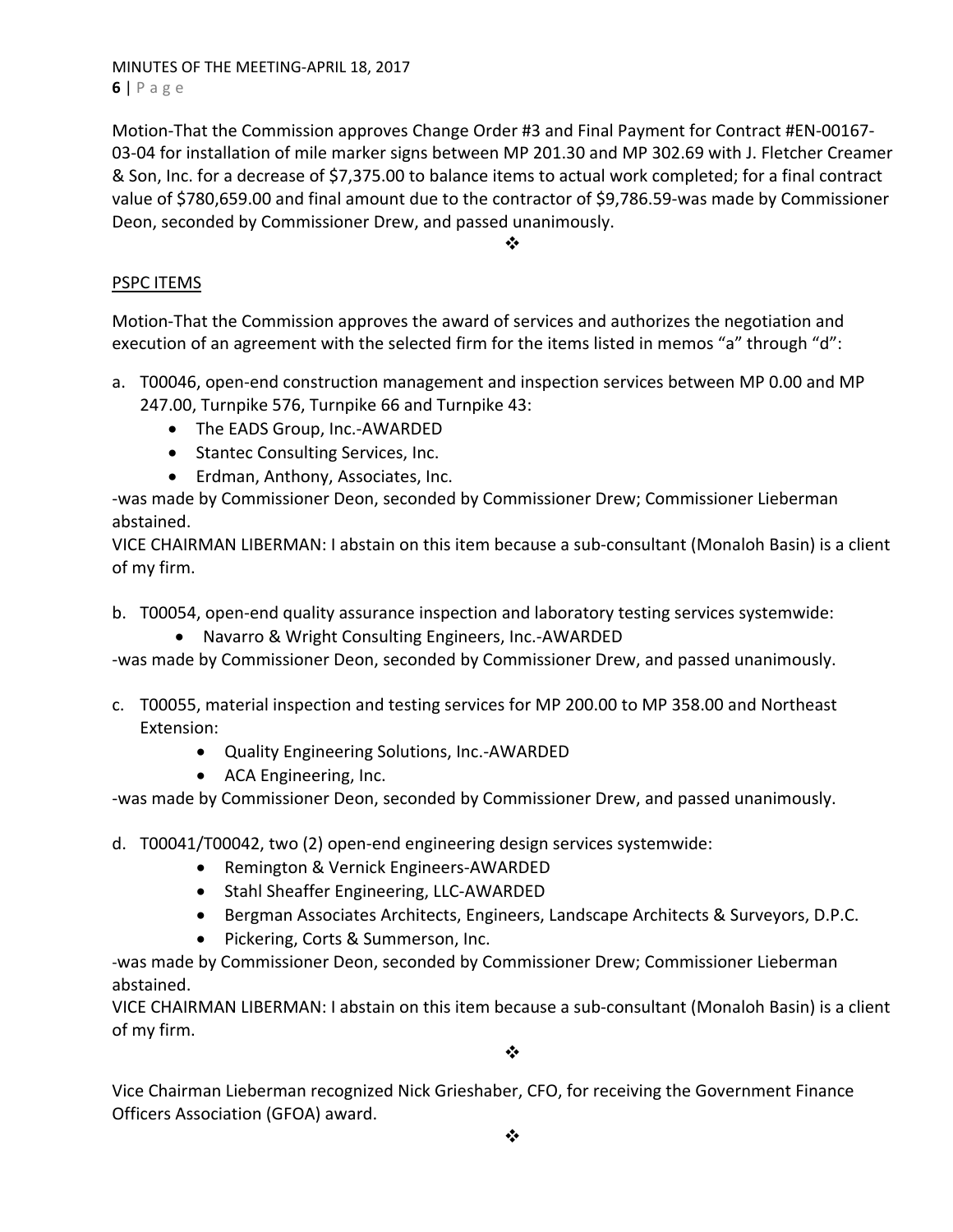Motion-That the Commission approves Change Order #3 and Final Payment for Contract #EN-00167-03-04 for installation of mile marker signs between MP 201.30 and MP 302.69 with J. Fletcher Creamer & Son, Inc. for a decrease of $7,375.00 to balance items to actual work completed; for a final contract value of $780,659.00 and final amount due to the contractor of $9,786.59-was made by Commissioner Deon, seconded by Commissioner Drew, and passed unanimously.

❖

<u>PSPC ITEMS</u>

Motion-That the Commission approves the award of services and authorizes the negotiation and execution of an agreement with the selected firm for the items listed in memos "a" through "d":

a. T00046, open-end construction management and inspection services between MP 0.00 and MP 247.00, Turnpike 576, Turnpike 66 and Turnpike 43:
    - The EADS Group, Inc.-AWARDED
    - Stantec Consulting Services, Inc.
    - Erdman, Anthony, Associates, Inc.

-was made by Commissioner Deon, seconded by Commissioner Drew; Commissioner Lieberman abstained.

VICE CHAIRMAN LIBERMAN: I abstain on this item because a sub-consultant (Monaloh Basin) is a client of my firm.

b. T00054, open-end quality assurance inspection and laboratory testing services systemwide:
    - Navarro & Wright Consulting Engineers, Inc.-AWARDED

-was made by Commissioner Deon, seconded by Commissioner Drew, and passed unanimously.

c. T00055, material inspection and testing services for MP 200.00 to MP 358.00 and Northeast Extension:
    - Quality Engineering Solutions, Inc.-AWARDED
    - ACA Engineering, Inc.

-was made by Commissioner Deon, seconded by Commissioner Drew, and passed unanimously.

d. T00041/T00042, two (2) open-end engineering design services systemwide:
    - Remington & Vernick Engineers-AWARDED
    - Stahl Sheaffer Engineering, LLC-AWARDED
    - Bergman Associates Architects, Engineers, Landscape Architects & Surveyors, D.P.C.
    - Pickering, Corts & Summerson, Inc.

-was made by Commissioner Deon, seconded by Commissioner Drew; Commissioner Lieberman abstained.

VICE CHAIRMAN LIBERMAN: I abstain on this item because a sub-consultant (Monaloh Basin) is a client of my firm.

❖

Vice Chairman Lieberman recognized Nick Grieshaber, CFO, for receiving the Government Finance Officers Association (GFOA) award.

❖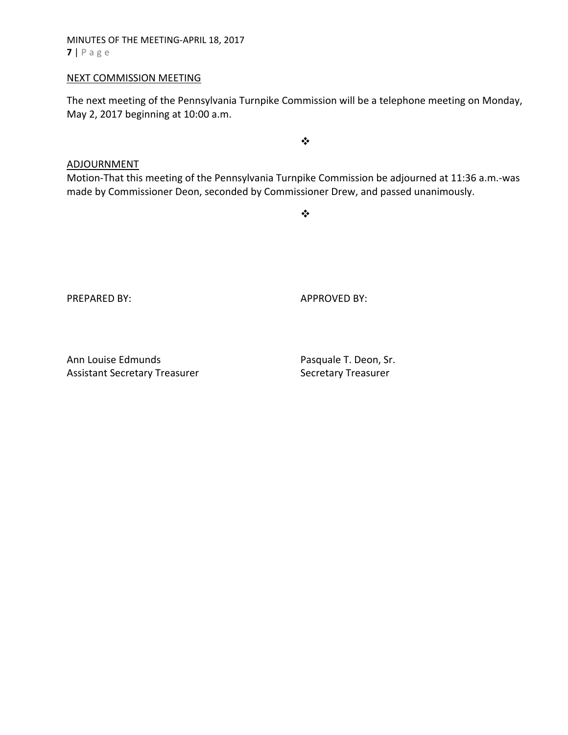## NEXT COMMISSION MEETING

The next meeting of the Pennsylvania Turnpike Commission will be a telephone meeting on Monday, May 2, 2017 beginning at 10:00 a.m.

❖

## ADJOURNMENT

Motion-That this meeting of the Pennsylvania Turnpike Commission be adjourned at 11:36 a.m.-was made by Commissioner Deon, seconded by Commissioner Drew, and passed unanimously.

❖

| | |
|---|---|
| PREPARED BY: | APPROVED BY: |
| Ann Louise Edmunds<br>Assistant Secretary Treasurer | Pasquale T. Deon, Sr.<br>Secretary Treasurer |